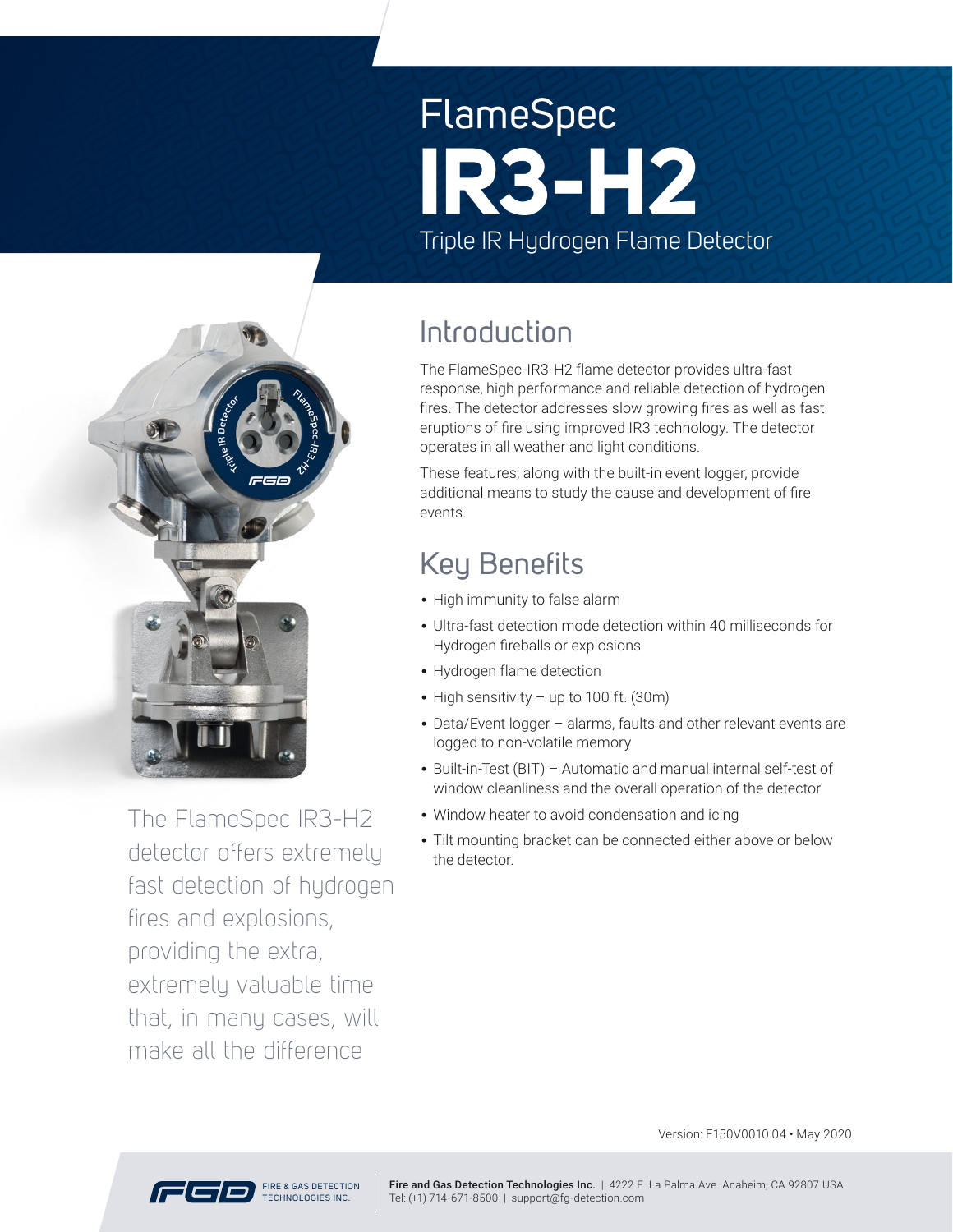# FlameSpec IR3-H2

Triple IR Hydrogen Flame Detector

## Introduction

The FlameSpec-IR3-H2 flame detector provides ultra-fast response, high performance and reliable detection of hydrogen fires. The detector addresses slow growing fires as well as fast eruptions of fire using improved IR3 technology. The detector operates in all weather and light conditions.

These features, along with the built-in event logger, provide additional means to study the cause and development of fire events.

## Key Benefits

- High immunity to false alarm
- Ultra-fast detection mode detection within 40 milliseconds for Hydrogen fireballs or explosions
- Hydrogen flame detection
- High sensitivity – up to 100 ft. (30m)
- Data/Event logger – alarms, faults and other relevant events are logged to non-volatile memory
- Built-in-Test (BIT) – Automatic and manual internal self-test of window cleanliness and the overall operation of the detector
- Window heater to avoid condensation and icing
- Tilt mounting bracket can be connected either above or below the detector.

The FlameSpec IR3-H2 detector offers extremely fast detection of hydrogen fires and explosions, providing the extra, extremely valuable time that, in many cases, will make all the difference

Version: F150V0010.04 • May 2020

FIRE & GAS DETECTION TECHNOLOGIES INC.

**Fire and Gas Detection Technologies Inc.** | 4222 E. La Palma Ave. Anaheim, CA 92807 USA
Tel: (+1) 714-671-8500 | support@fg-detection.com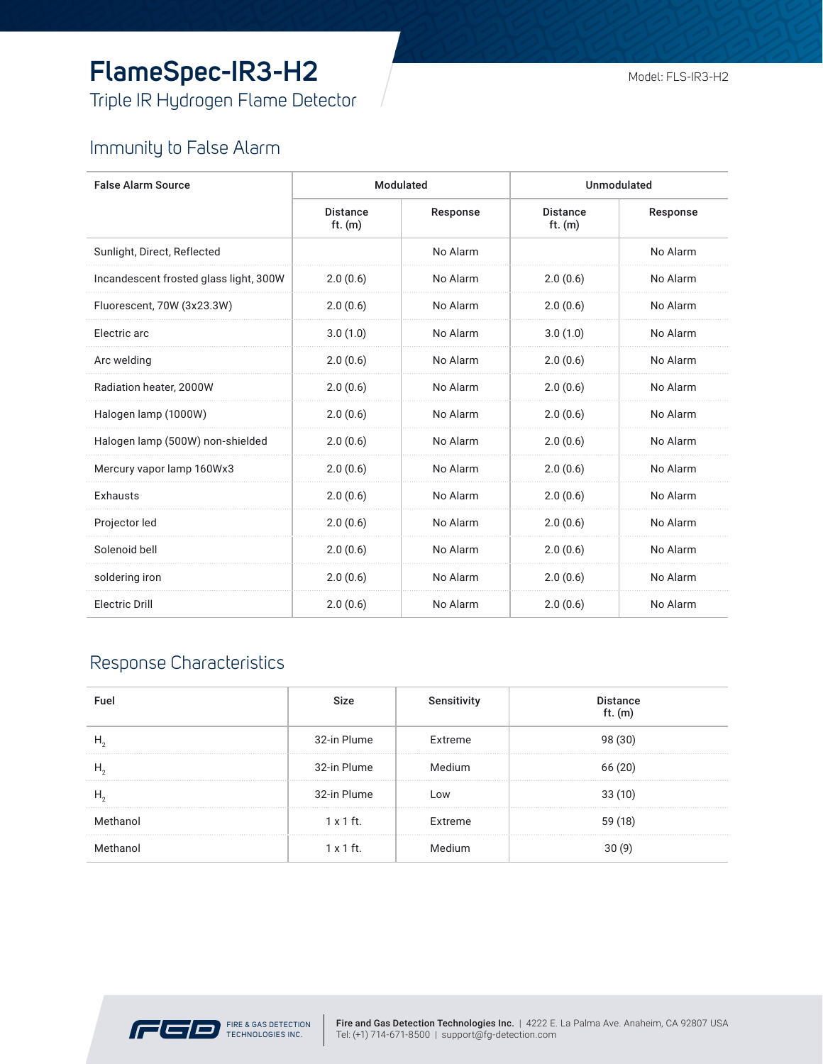# FlameSpec-IR3-H2

Triple IR Hydrogen Flame Detector

Model: FLS-IR3-H2

## Immunity to False Alarm

| False Alarm Source | Modulated | | Unmodulated | |
|---|---|---|---|---|
| | Distance ft. (m) | Response | Distance ft. (m) | Response |
| Sunlight, Direct, Reflected | | No Alarm | | No Alarm |
| Incandescent frosted glass light, 300W | 2.0 (0.6) | No Alarm | 2.0 (0.6) | No Alarm |
| Fluorescent, 70W (3x23.3W) | 2.0 (0.6) | No Alarm | 2.0 (0.6) | No Alarm |
| Electric arc | 3.0 (1.0) | No Alarm | 3.0 (1.0) | No Alarm |
| Arc welding | 2.0 (0.6) | No Alarm | 2.0 (0.6) | No Alarm |
| Radiation heater, 2000W | 2.0 (0.6) | No Alarm | 2.0 (0.6) | No Alarm |
| Halogen lamp (1000W) | 2.0 (0.6) | No Alarm | 2.0 (0.6) | No Alarm |
| Halogen lamp (500W) non-shielded | 2.0 (0.6) | No Alarm | 2.0 (0.6) | No Alarm |
| Mercury vapor lamp 160Wx3 | 2.0 (0.6) | No Alarm | 2.0 (0.6) | No Alarm |
| Exhausts | 2.0 (0.6) | No Alarm | 2.0 (0.6) | No Alarm |
| Projector led | 2.0 (0.6) | No Alarm | 2.0 (0.6) | No Alarm |
| Solenoid bell | 2.0 (0.6) | No Alarm | 2.0 (0.6) | No Alarm |
| soldering iron | 2.0 (0.6) | No Alarm | 2.0 (0.6) | No Alarm |
| Electric Drill | 2.0 (0.6) | No Alarm | 2.0 (0.6) | No Alarm |

## Response Characteristics

| Fuel | Size | Sensitivity | Distance ft. (m) |
|---|---|---|---|
| $H_2$ | 32-in Plume | Extreme | 98 (30) |
| $H_2$ | 32-in Plume | Medium | 66 (20) |
| $H_2$ | 32-in Plume | Low | 33 (10) |
| Methanol | 1 x 1 ft. | Extreme | 59 (18) |
| Methanol | 1 x 1 ft. | Medium | 30 (9) |

FIRE & GAS DETECTION TECHNOLOGIES INC.

**Fire and Gas Detection Technologies Inc.** | 4222 E. La Palma Ave. Anaheim, CA 92807 USA
Tel: (+1) 714-671-8500 | support@fg-detection.com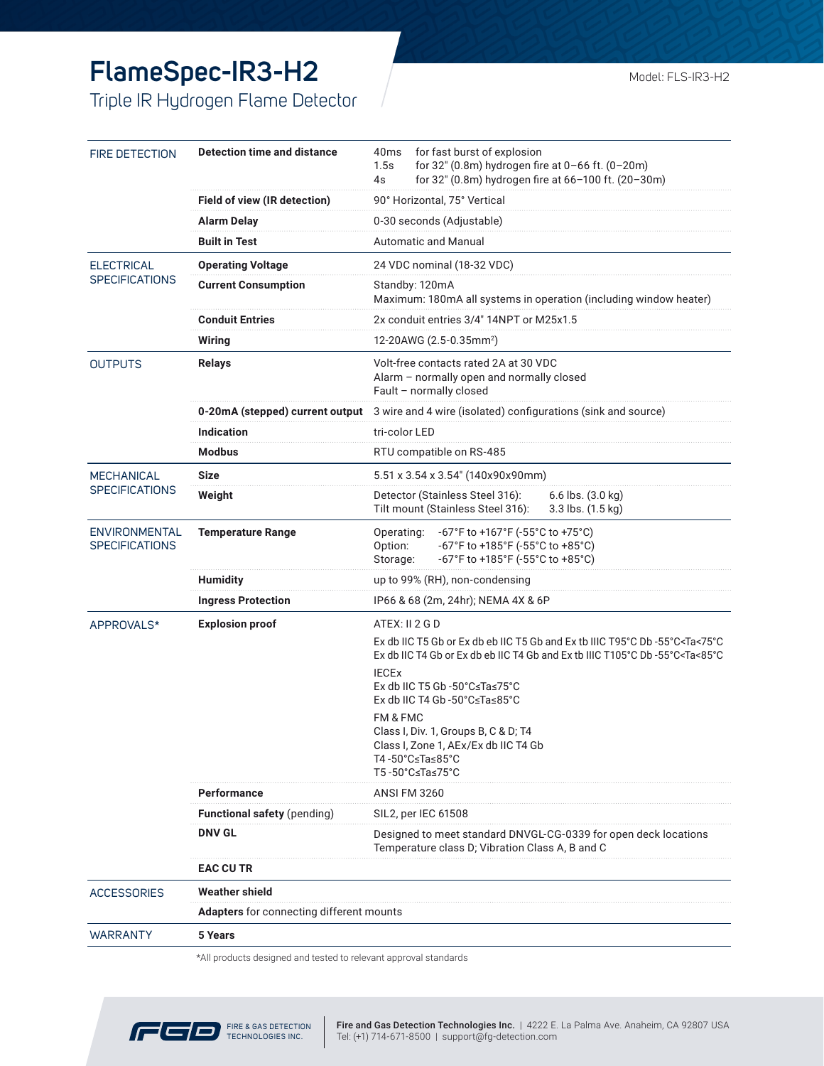# FlameSpec-IR3-H2

Triple IR Hydrogen Flame Detector

Model: FLS-IR3-H2

| | | |
|---|---|---|
| FIRE DETECTION | **Detection time and distance** | 40ms for fast burst of explosion<br>1.5s for 32" (0.8m) hydrogen fire at 0–66 ft. (0–20m)<br>4s for 32" (0.8m) hydrogen fire at 66–100 ft. (20–30m) |
| | **Field of view (IR detection)** | 90° Horizontal, 75° Vertical |
| | **Alarm Delay** | 0-30 seconds (Adjustable) |
| | **Built in Test** | Automatic and Manual |
| ELECTRICAL SPECIFICATIONS | **Operating Voltage** | 24 VDC nominal (18-32 VDC) |
| | **Current Consumption** | Standby: 120mA<br>Maximum: 180mA all systems in operation (including window heater) |
| | **Conduit Entries** | 2x conduit entries 3/4" 14NPT or M25x1.5 |
| | **Wiring** | 12-20AWG (2.5-0.35mm²) |
| OUTPUTS | **Relays** | Volt-free contacts rated 2A at 30 VDC<br>Alarm – normally open and normally closed<br>Fault – normally closed |
| | **0-20mA (stepped) current output** | 3 wire and 4 wire (isolated) configurations (sink and source) |
| | **Indication** | tri-color LED |
| | **Modbus** | RTU compatible on RS-485 |
| MECHANICAL SPECIFICATIONS | **Size** | 5.51 x 3.54 x 3.54" (140x90x90mm) |
| | **Weight** | Detector (Stainless Steel 316): 6.6 lbs. (3.0 kg)<br>Tilt mount (Stainless Steel 316): 3.3 lbs. (1.5 kg) |
| ENVIRONMENTAL SPECIFICATIONS | **Temperature Range** | Operating: -67°F to +167°F (-55°C to +75°C)<br>Option: -67°F to +185°F (-55°C to +85°C)<br>Storage: -67°F to +185°F (-55°C to +85°C) |
| | **Humidity** | up to 99% (RH), non-condensing |
| | **Ingress Protection** | IP66 & 68 (2m, 24hr); NEMA 4X & 6P |
| APPROVALS* | **Explosion proof** | ATEX: II 2 G D<br>Ex db IIC T5 Gb or Ex db eb IIC T5 Gb and Ex tb IIIC T95°C Db -55°C<Ta<75°C<br>Ex db IIC T4 Gb or Ex db eb IIC T4 Gb and Ex tb IIIC T105°C Db -55°C<Ta<85°C<br>IECEx<br>Ex db IIC T5 Gb -50°C≤Ta≤75°C<br>Ex db IIC T4 Gb -50°C≤Ta≤85°C<br>FM & FMC<br>Class I, Div. 1, Groups B, C & D; T4<br>Class I, Zone 1, AEx/Ex db IIC T4 Gb<br>T4 -50°C≤Ta≤85°C<br>T5 -50°C≤Ta≤75°C |
| | **Performance** | ANSI FM 3260 |
| | **Functional safety** (pending) | SIL2, per IEC 61508 |
| | **DNV GL** | Designed to meet standard DNVGL-CG-0339 for open deck locations<br>Temperature class D; Vibration Class A, B and C |
| | **EAC CU TR** | |
| ACCESSORIES | **Weather shield** | |
| | **Adapters** for connecting different mounts | |
| WARRANTY | **5 Years** | |

*All products designed and tested to relevant approval standards

FGD FIRE & GAS DETECTION TECHNOLOGIES INC.

**Fire and Gas Detection Technologies Inc.** | 4222 E. La Palma Ave. Anaheim, CA 92807 USA
Tel: (+1) 714-671-8500 | support@fg-detection.com